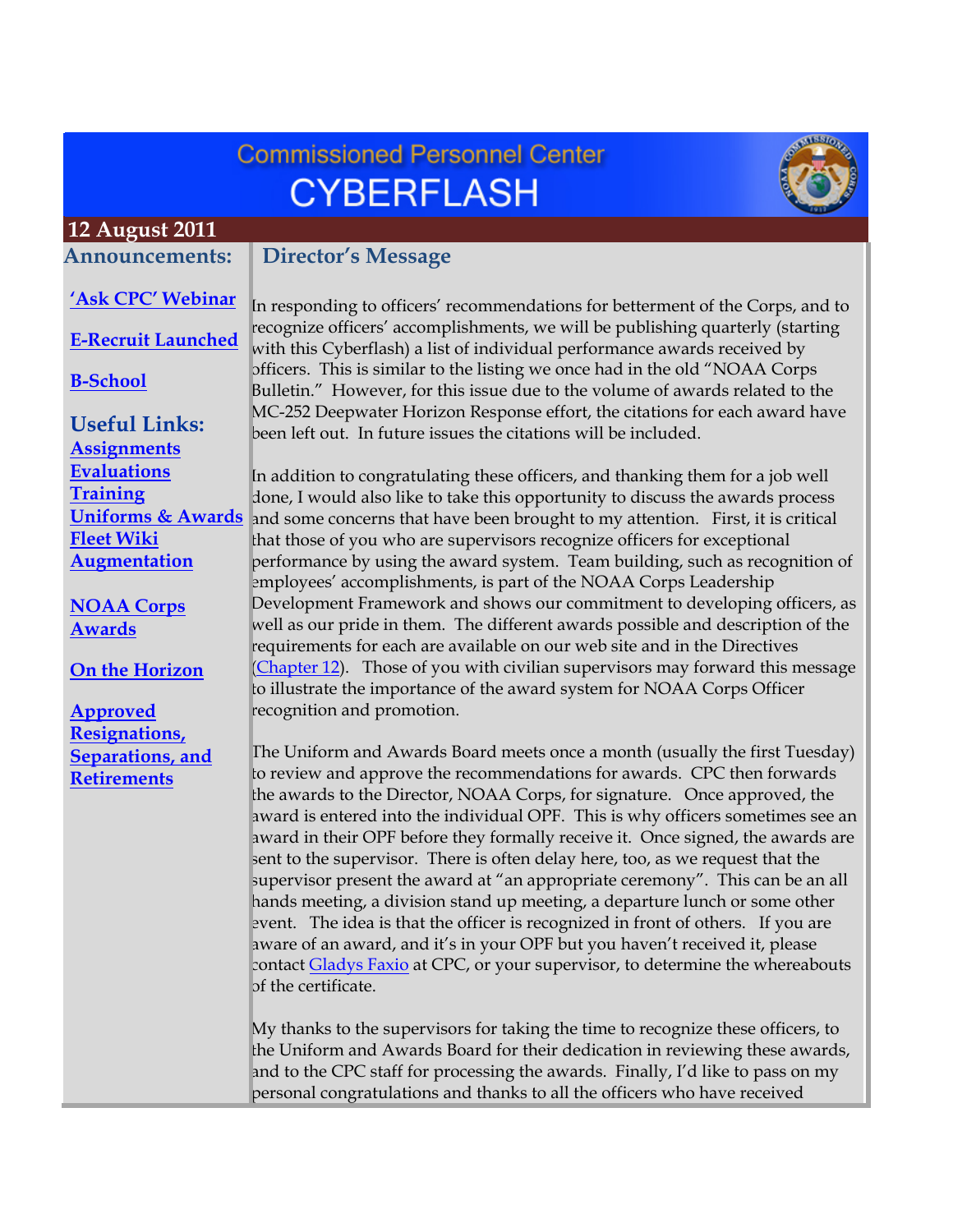# Commissioned Personnel Center CYBERFLASH

**12 August 2011**

## Announcements:

**'Ask CPC' Webinar**

**E-Recruit Launched**

**B-School**

### Useful Links:

**Assignments**
**Evaluations**
**Training**
**Uniforms & Awards**
**Fleet Wiki**
**Augmentation**

**NOAA Corps Awards**

**On the Horizon**

**Approved Resignations, Separations, and Retirements**

## Director's Message

In responding to officers' recommendations for betterment of the Corps, and to recognize officers' accomplishments, we will be publishing quarterly (starting with this Cyberflash) a list of individual performance awards received by officers. This is similar to the listing we once had in the old "NOAA Corps Bulletin." However, for this issue due to the volume of awards related to the MC-252 Deepwater Horizon Response effort, the citations for each award have been left out. In future issues the citations will be included.

In addition to congratulating these officers, and thanking them for a job well done, I would also like to take this opportunity to discuss the awards process and some concerns that have been brought to my attention. First, it is critical that those of you who are supervisors recognize officers for exceptional performance by using the award system. Team building, such as recognition of employees' accomplishments, is part of the NOAA Corps Leadership Development Framework and shows our commitment to developing officers, as well as our pride in them. The different awards possible and description of the requirements for each are available on our web site and in the Directives (Chapter 12). Those of you with civilian supervisors may forward this message to illustrate the importance of the award system for NOAA Corps Officer recognition and promotion.

The Uniform and Awards Board meets once a month (usually the first Tuesday) to review and approve the recommendations for awards. CPC then forwards the awards to the Director, NOAA Corps, for signature. Once approved, the award is entered into the individual OPF. This is why officers sometimes see an award in their OPF before they formally receive it. Once signed, the awards are sent to the supervisor. There is often delay here, too, as we request that the supervisor present the award at "an appropriate ceremony". This can be an all hands meeting, a division stand up meeting, a departure lunch or some other event. The idea is that the officer is recognized in front of others. If you are aware of an award, and it's in your OPF but you haven't received it, please contact Gladys Faxio at CPC, or your supervisor, to determine the whereabouts of the certificate.

My thanks to the supervisors for taking the time to recognize these officers, to the Uniform and Awards Board for their dedication in reviewing these awards, and to the CPC staff for processing the awards. Finally, I'd like to pass on my personal congratulations and thanks to all the officers who have received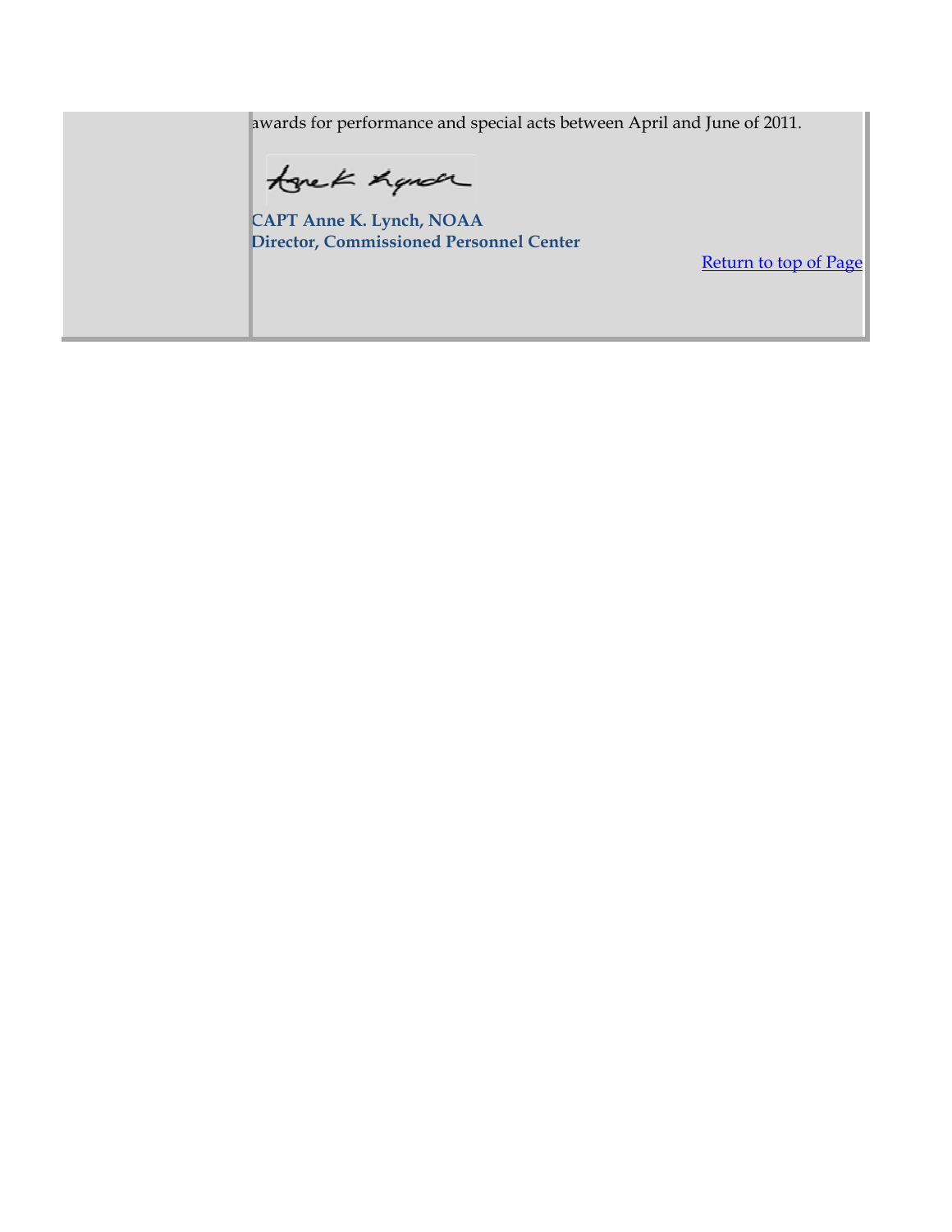awards for performance and special acts between April and June of 2011.

**CAPT Anne K. Lynch, NOAA**
**Director, Commissioned Personnel Center**

Return to top of Page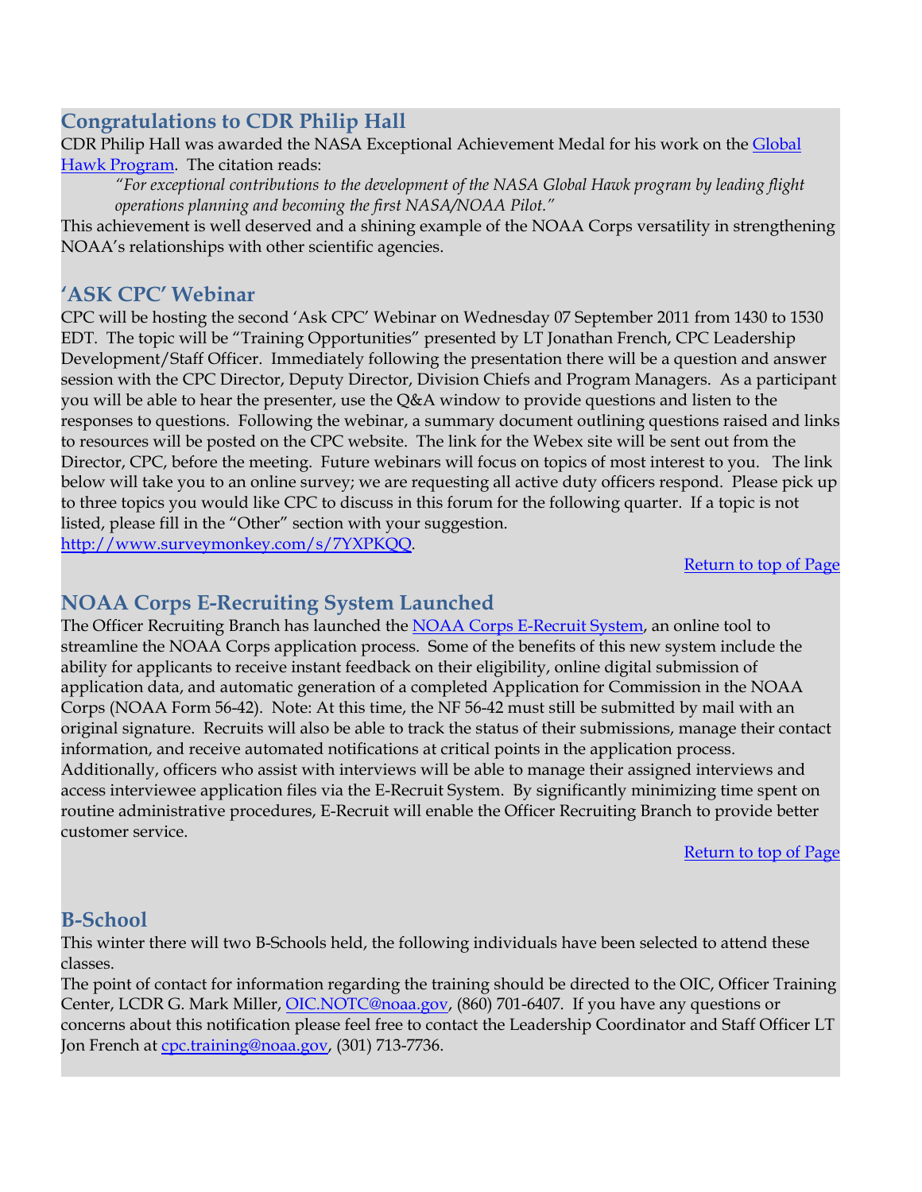## Congratulations to CDR Philip Hall

CDR Philip Hall was awarded the NASA Exceptional Achievement Medal for his work on the [Global Hawk Program](). The citation reads:

> *"For exceptional contributions to the development of the NASA Global Hawk program by leading flight operations planning and becoming the first NASA/NOAA Pilot."*

This achievement is well deserved and a shining example of the NOAA Corps versatility in strengthening NOAA's relationships with other scientific agencies.

## 'ASK CPC' Webinar

CPC will be hosting the second 'Ask CPC' Webinar on Wednesday 07 September 2011 from 1430 to 1530 EDT. The topic will be "Training Opportunities" presented by LT Jonathan French, CPC Leadership Development/Staff Officer. Immediately following the presentation there will be a question and answer session with the CPC Director, Deputy Director, Division Chiefs and Program Managers. As a participant you will be able to hear the presenter, use the Q&A window to provide questions and listen to the responses to questions. Following the webinar, a summary document outlining questions raised and links to resources will be posted on the CPC website. The link for the Webex site will be sent out from the Director, CPC, before the meeting. Future webinars will focus on topics of most interest to you. The link below will take you to an online survey; we are requesting all active duty officers respond. Please pick up to three topics you would like CPC to discuss in this forum for the following quarter. If a topic is not listed, please fill in the "Other" section with your suggestion.
http://www.surveymonkey.com/s/7YXPKQQ.

Return to top of Page

## NOAA Corps E-Recruiting System Launched

The Officer Recruiting Branch has launched the NOAA Corps E-Recruit System, an online tool to streamline the NOAA Corps application process. Some of the benefits of this new system include the ability for applicants to receive instant feedback on their eligibility, online digital submission of application data, and automatic generation of a completed Application for Commission in the NOAA Corps (NOAA Form 56-42). Note: At this time, the NF 56-42 must still be submitted by mail with an original signature. Recruits will also be able to track the status of their submissions, manage their contact information, and receive automated notifications at critical points in the application process. Additionally, officers who assist with interviews will be able to manage their assigned interviews and access interviewee application files via the E-Recruit System. By significantly minimizing time spent on routine administrative procedures, E-Recruit will enable the Officer Recruiting Branch to provide better customer service.

Return to top of Page

## B-School

This winter there will two B-Schools held, the following individuals have been selected to attend these classes.

The point of contact for information regarding the training should be directed to the OIC, Officer Training Center, LCDR G. Mark Miller, OIC.NOTC@noaa.gov, (860) 701-6407. If you have any questions or concerns about this notification please feel free to contact the Leadership Coordinator and Staff Officer LT Jon French at cpc.training@noaa.gov, (301) 713-7736.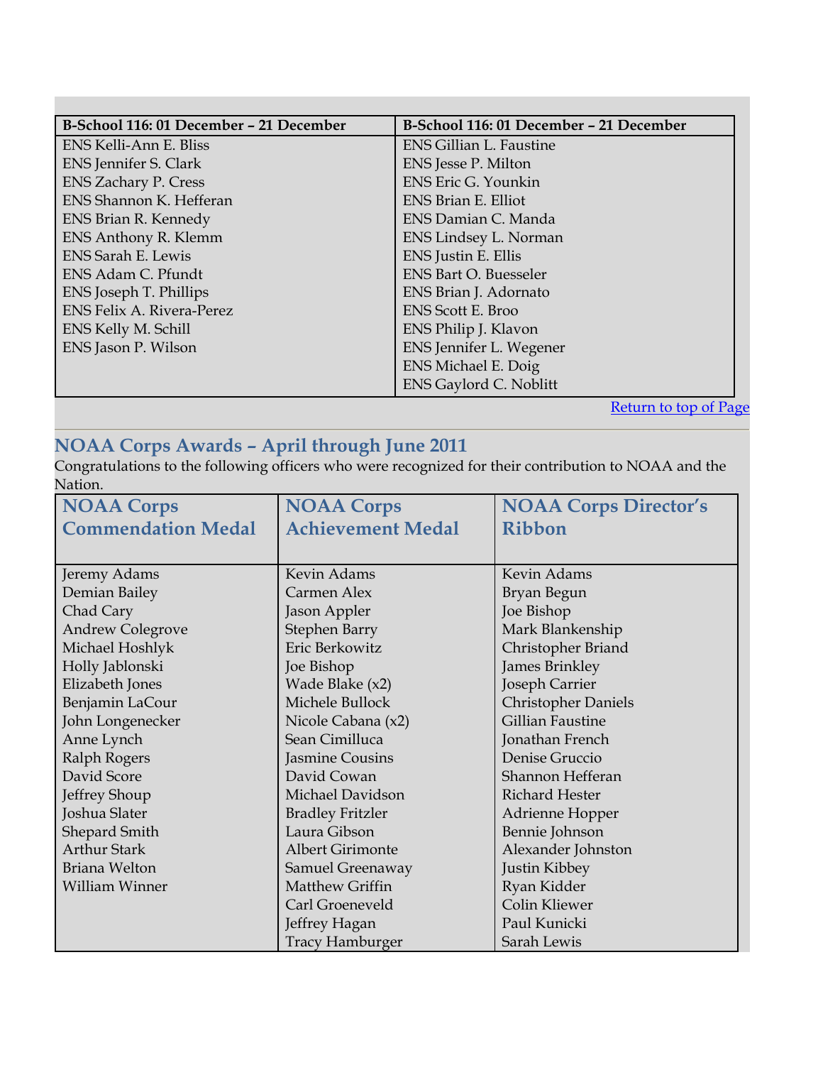| B-School 116: 01 December – 21 December | B-School 116: 01 December – 21 December |
|---|---|
| ENS Kelli-Ann E. Bliss | ENS Gillian L. Faustine |
| ENS Jennifer S. Clark | ENS Jesse P. Milton |
| ENS Zachary P. Cress | ENS Eric G. Younkin |
| ENS Shannon K. Hefferan | ENS Brian E. Elliot |
| ENS Brian R. Kennedy | ENS Damian C. Manda |
| ENS Anthony R. Klemm | ENS Lindsey L. Norman |
| ENS Sarah E. Lewis | ENS Justin E. Ellis |
| ENS Adam C. Pfundt | ENS Bart O. Buesseler |
| ENS Joseph T. Phillips | ENS Brian J. Adornato |
| ENS Felix A. Rivera-Perez | ENS Scott E. Broo |
| ENS Kelly M. Schill | ENS Philip J. Klavon |
| ENS Jason P. Wilson | ENS Jennifer L. Wegener |
| | ENS Michael E. Doig |
| | ENS Gaylord C. Noblitt |

Return to top of Page

## NOAA Corps Awards – April through June 2011

Congratulations to the following officers who were recognized for their contribution to NOAA and the Nation.

| NOAA Corps Commendation Medal | NOAA Corps Achievement Medal | NOAA Corps Director's Ribbon |
|---|---|---|
| Jeremy Adams | Kevin Adams | Kevin Adams |
| Demian Bailey | Carmen Alex | Bryan Begun |
| Chad Cary | Jason Appler | Joe Bishop |
| Andrew Colegrove | Stephen Barry | Mark Blankenship |
| Michael Hoshlyk | Eric Berkowitz | Christopher Briand |
| Holly Jablonski | Joe Bishop | James Brinkley |
| Elizabeth Jones | Wade Blake (x2) | Joseph Carrier |
| Benjamin LaCour | Michele Bullock | Christopher Daniels |
| John Longenecker | Nicole Cabana (x2) | Gillian Faustine |
| Anne Lynch | Sean Cimilluca | Jonathan French |
| Ralph Rogers | Jasmine Cousins | Denise Gruccio |
| David Score | David Cowan | Shannon Hefferan |
| Jeffrey Shoup | Michael Davidson | Richard Hester |
| Joshua Slater | Bradley Fritzler | Adrienne Hopper |
| Shepard Smith | Laura Gibson | Bennie Johnson |
| Arthur Stark | Albert Girimonte | Alexander Johnston |
| Briana Welton | Samuel Greenaway | Justin Kibbey |
| William Winner | Matthew Griffin | Ryan Kidder |
| | Carl Groeneveld | Colin Kliewer |
| | Jeffrey Hagan | Paul Kunicki |
| | Tracy Hamburger | Sarah Lewis |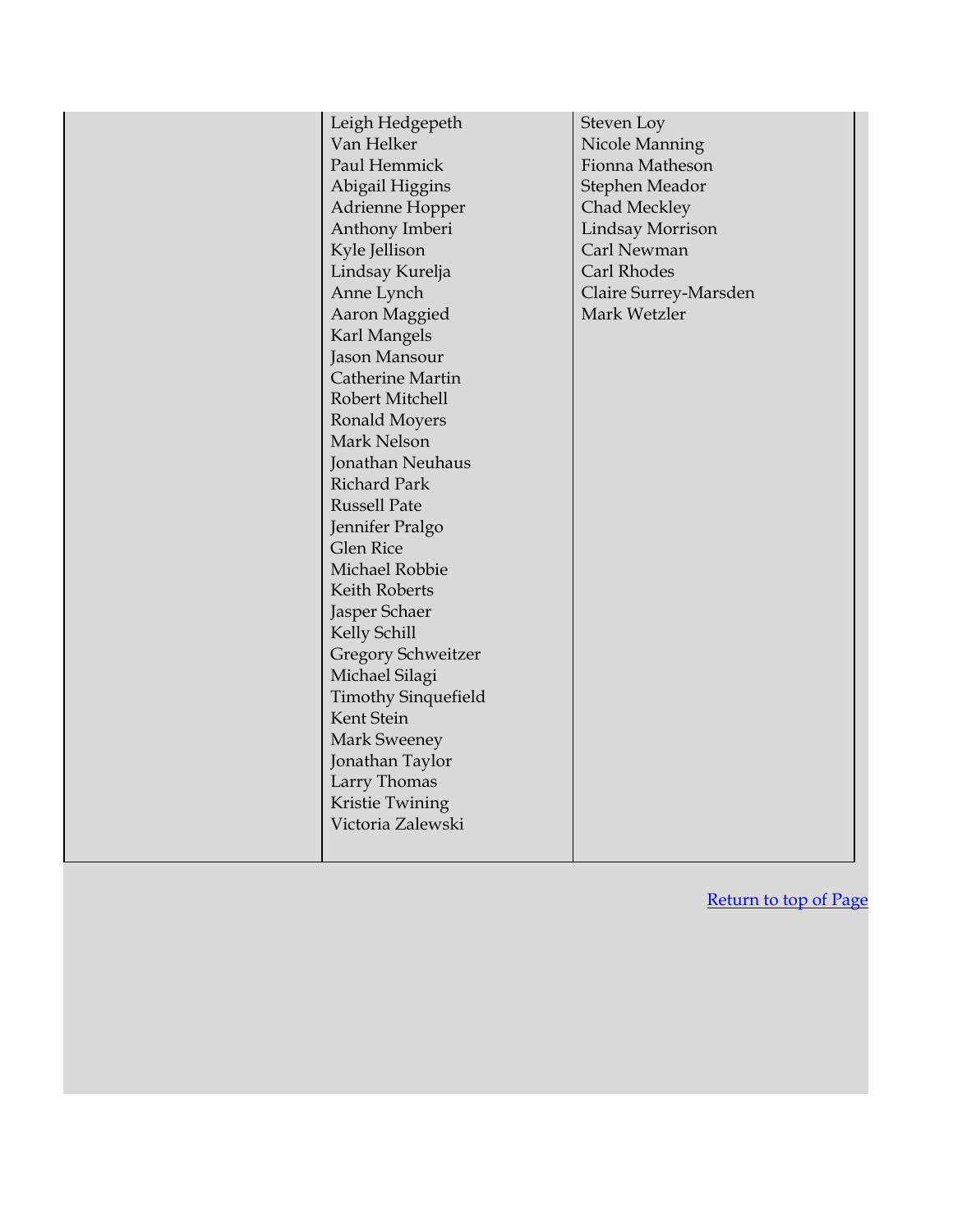| | | |
|---|---|---|
| | Leigh Hedgepeth<br>Van Helker<br>Paul Hemmick<br>Abigail Higgins<br>Adrienne Hopper<br>Anthony Imberi<br>Kyle Jellison<br>Lindsay Kurelja<br>Anne Lynch<br>Aaron Maggied<br>Karl Mangels<br>Jason Mansour<br>Catherine Martin<br>Robert Mitchell<br>Ronald Moyers<br>Mark Nelson<br>Jonathan Neuhaus<br>Richard Park<br>Russell Pate<br>Jennifer Pralgo<br>Glen Rice<br>Michael Robbie<br>Keith Roberts<br>Jasper Schaer<br>Kelly Schill<br>Gregory Schweitzer<br>Michael Silagi<br>Timothy Sinquefield<br>Kent Stein<br>Mark Sweeney<br>Jonathan Taylor<br>Larry Thomas<br>Kristie Twining<br>Victoria Zalewski | Steven Loy<br>Nicole Manning<br>Fionna Matheson<br>Stephen Meador<br>Chad Meckley<br>Lindsay Morrison<br>Carl Newman<br>Carl Rhodes<br>Claire Surrey-Marsden<br>Mark Wetzler |

Return to top of Page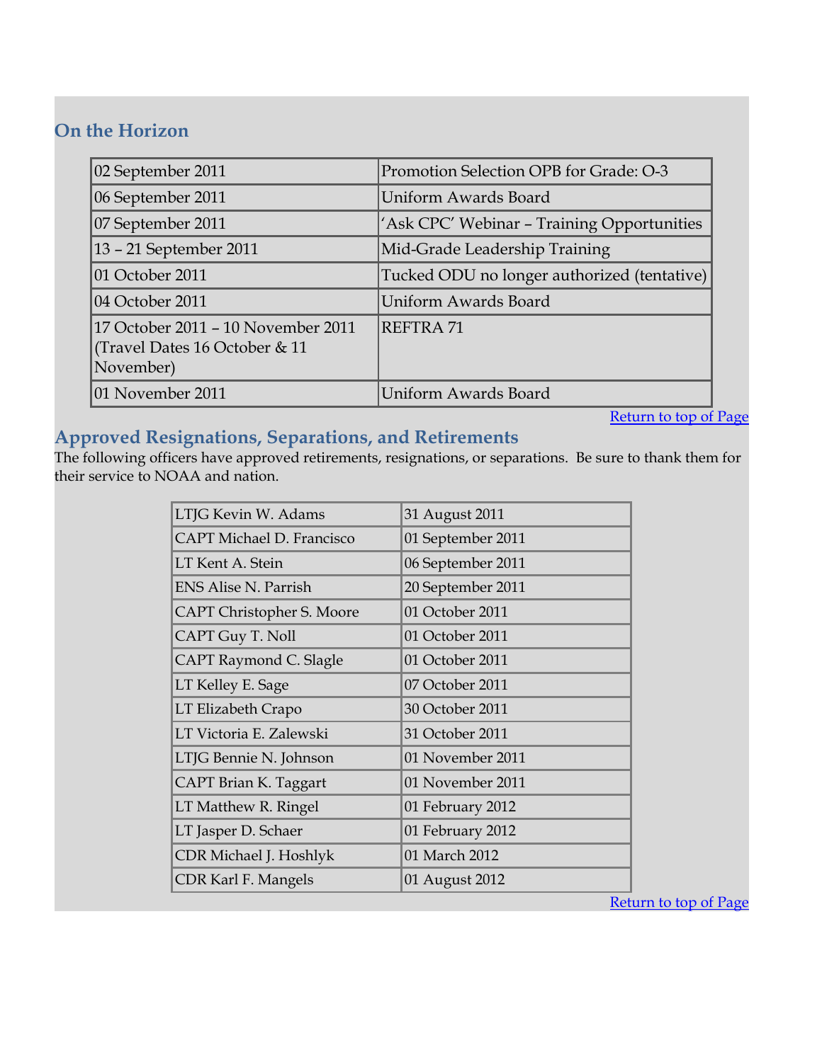## On the Horizon

| | |
|---|---|
| 02 September 2011 | Promotion Selection OPB for Grade: O-3 |
| 06 September 2011 | Uniform Awards Board |
| 07 September 2011 | 'Ask CPC' Webinar – Training Opportunities |
| 13 – 21 September 2011 | Mid-Grade Leadership Training |
| 01 October 2011 | Tucked ODU no longer authorized (tentative) |
| 04 October 2011 | Uniform Awards Board |
| 17 October 2011 – 10 November 2011 (Travel Dates 16 October & 11 November) | REFTRA 71 |
| 01 November 2011 | Uniform Awards Board |

Return to top of Page

## Approved Resignations, Separations, and Retirements

The following officers have approved retirements, resignations, or separations. Be sure to thank them for their service to NOAA and nation.

| | |
|---|---|
| LTJG Kevin W. Adams | 31 August 2011 |
| CAPT Michael D. Francisco | 01 September 2011 |
| LT Kent A. Stein | 06 September 2011 |
| ENS Alise N. Parrish | 20 September 2011 |
| CAPT Christopher S. Moore | 01 October 2011 |
| CAPT Guy T. Noll | 01 October 2011 |
| CAPT Raymond C. Slagle | 01 October 2011 |
| LT Kelley E. Sage | 07 October 2011 |
| LT Elizabeth Crapo | 30 October 2011 |
| LT Victoria E. Zalewski | 31 October 2011 |
| LTJG Bennie N. Johnson | 01 November 2011 |
| CAPT Brian K. Taggart | 01 November 2011 |
| LT Matthew R. Ringel | 01 February 2012 |
| LT Jasper D. Schaer | 01 February 2012 |
| CDR Michael J. Hoshlyk | 01 March 2012 |
| CDR Karl F. Mangels | 01 August 2012 |

Return to top of Page